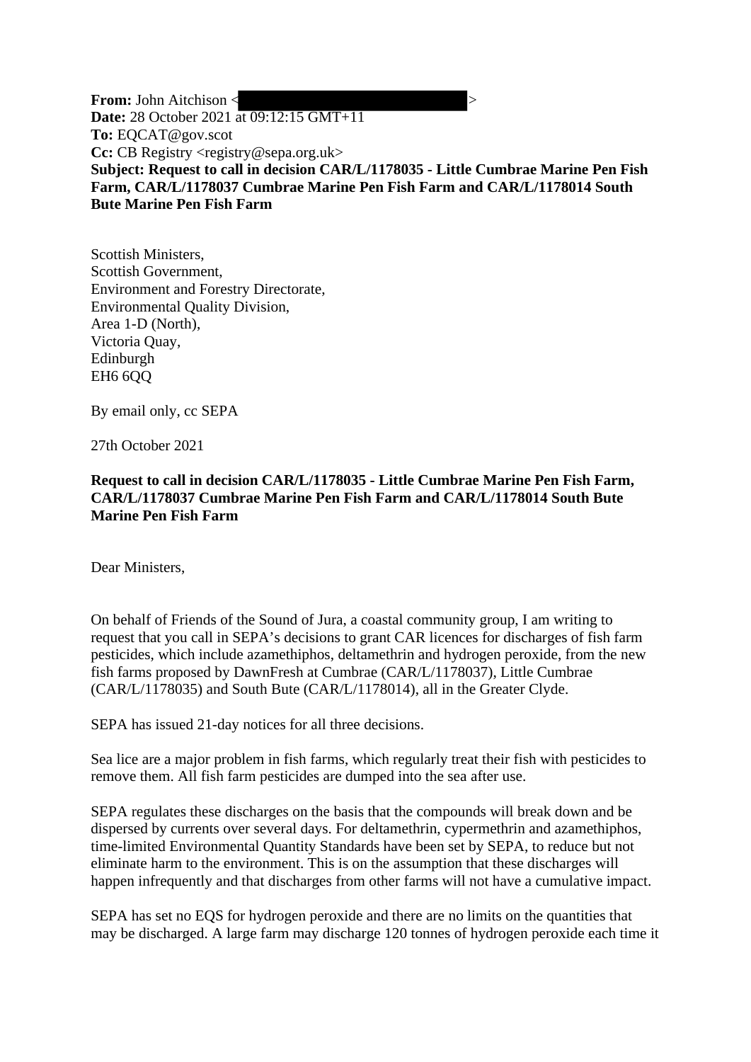**From:** John Aitchison <█████████████████████>
**Date:** 28 October 2021 at 09:12:15 GMT+11
**To:** EQCAT@gov.scot
**Cc:** CB Registry <registry@sepa.org.uk>
**Subject: Request to call in decision CAR/L/1178035 - Little Cumbrae Marine Pen Fish Farm, CAR/L/1178037 Cumbrae Marine Pen Fish Farm and CAR/L/1178014 South Bute Marine Pen Fish Farm**

Scottish Ministers,
Scottish Government,
Environment and Forestry Directorate,
Environmental Quality Division,
Area 1-D (North),
Victoria Quay,
Edinburgh
EH6 6QQ

By email only, cc SEPA

27th October 2021

**Request to call in decision CAR/L/1178035 - Little Cumbrae Marine Pen Fish Farm, CAR/L/1178037 Cumbrae Marine Pen Fish Farm and CAR/L/1178014 South Bute Marine Pen Fish Farm**

Dear Ministers,

On behalf of Friends of the Sound of Jura, a coastal community group, I am writing to request that you call in SEPA's decisions to grant CAR licences for discharges of fish farm pesticides, which include azamethiphos, deltamethrin and hydrogen peroxide, from the new fish farms proposed by DawnFresh at Cumbrae (CAR/L/1178037), Little Cumbrae (CAR/L/1178035) and South Bute (CAR/L/1178014), all in the Greater Clyde.

SEPA has issued 21-day notices for all three decisions.

Sea lice are a major problem in fish farms, which regularly treat their fish with pesticides to remove them. All fish farm pesticides are dumped into the sea after use.

SEPA regulates these discharges on the basis that the compounds will break down and be dispersed by currents over several days. For deltamethrin, cypermethrin and azamethiphos, time-limited Environmental Quantity Standards have been set by SEPA, to reduce but not eliminate harm to the environment. This is on the assumption that these discharges will happen infrequently and that discharges from other farms will not have a cumulative impact.

SEPA has set no EQS for hydrogen peroxide and there are no limits on the quantities that may be discharged. A large farm may discharge 120 tonnes of hydrogen peroxide each time it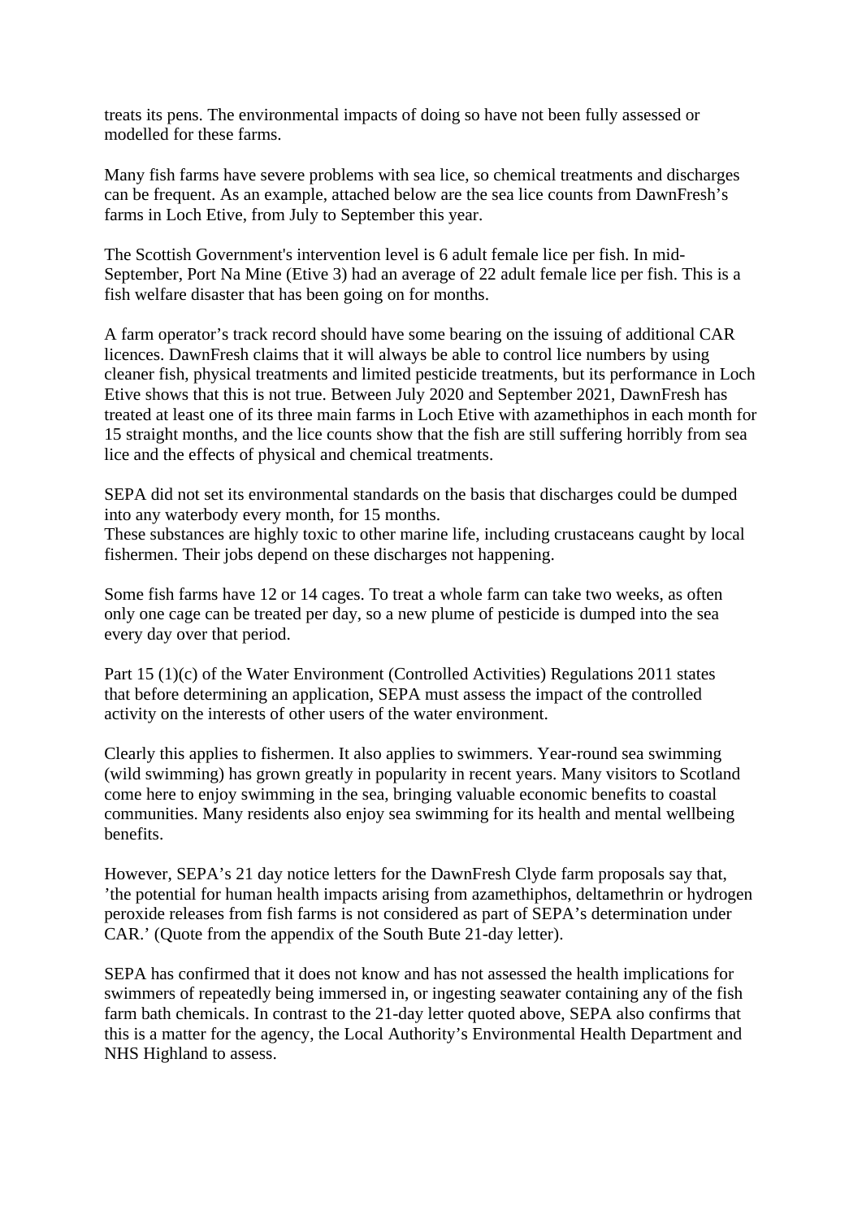treats its pens. The environmental impacts of doing so have not been fully assessed or modelled for these farms.

Many fish farms have severe problems with sea lice, so chemical treatments and discharges can be frequent. As an example, attached below are the sea lice counts from DawnFresh's farms in Loch Etive, from July to September this year.

The Scottish Government's intervention level is 6 adult female lice per fish. In mid-September, Port Na Mine (Etive 3) had an average of 22 adult female lice per fish. This is a fish welfare disaster that has been going on for months.

A farm operator's track record should have some bearing on the issuing of additional CAR licences. DawnFresh claims that it will always be able to control lice numbers by using cleaner fish, physical treatments and limited pesticide treatments, but its performance in Loch Etive shows that this is not true. Between July 2020 and September 2021, DawnFresh has treated at least one of its three main farms in Loch Etive with azamethiphos in each month for 15 straight months, and the lice counts show that the fish are still suffering horribly from sea lice and the effects of physical and chemical treatments.

SEPA did not set its environmental standards on the basis that discharges could be dumped into any waterbody every month, for 15 months.
These substances are highly toxic to other marine life, including crustaceans caught by local fishermen. Their jobs depend on these discharges not happening.

Some fish farms have 12 or 14 cages. To treat a whole farm can take two weeks, as often only one cage can be treated per day, so a new plume of pesticide is dumped into the sea every day over that period.

Part 15 (1)(c) of the Water Environment (Controlled Activities) Regulations 2011 states that before determining an application, SEPA must assess the impact of the controlled activity on the interests of other users of the water environment.

Clearly this applies to fishermen. It also applies to swimmers. Year-round sea swimming (wild swimming) has grown greatly in popularity in recent years. Many visitors to Scotland come here to enjoy swimming in the sea, bringing valuable economic benefits to coastal communities. Many residents also enjoy sea swimming for its health and mental wellbeing benefits.

However, SEPA's 21 day notice letters for the DawnFresh Clyde farm proposals say that, 'the potential for human health impacts arising from azamethiphos, deltamethrin or hydrogen peroxide releases from fish farms is not considered as part of SEPA's determination under CAR.' (Quote from the appendix of the South Bute 21-day letter).

SEPA has confirmed that it does not know and has not assessed the health implications for swimmers of repeatedly being immersed in, or ingesting seawater containing any of the fish farm bath chemicals. In contrast to the 21-day letter quoted above, SEPA also confirms that this is a matter for the agency, the Local Authority's Environmental Health Department and NHS Highland to assess.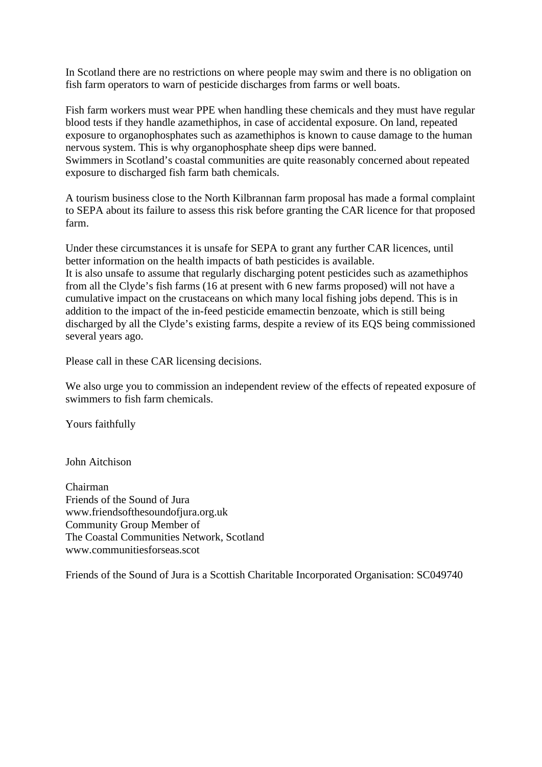In Scotland there are no restrictions on where people may swim and there is no obligation on fish farm operators to warn of pesticide discharges from farms or well boats.

Fish farm workers must wear PPE when handling these chemicals and they must have regular blood tests if they handle azamethiphos, in case of accidental exposure. On land, repeated exposure to organophosphates such as azamethiphos is known to cause damage to the human nervous system. This is why organophosphate sheep dips were banned.
Swimmers in Scotland's coastal communities are quite reasonably concerned about repeated exposure to discharged fish farm bath chemicals.

A tourism business close to the North Kilbrannan farm proposal has made a formal complaint to SEPA about its failure to assess this risk before granting the CAR licence for that proposed farm.

Under these circumstances it is unsafe for SEPA to grant any further CAR licences, until better information on the health impacts of bath pesticides is available.
It is also unsafe to assume that regularly discharging potent pesticides such as azamethiphos from all the Clyde's fish farms (16 at present with 6 new farms proposed) will not have a cumulative impact on the crustaceans on which many local fishing jobs depend. This is in addition to the impact of the in-feed pesticide emamectin benzoate, which is still being discharged by all the Clyde's existing farms, despite a review of its EQS being commissioned several years ago.

Please call in these CAR licensing decisions.

We also urge you to commission an independent review of the effects of repeated exposure of swimmers to fish farm chemicals.

Yours faithfully

John Aitchison

Chairman
Friends of the Sound of Jura
www.friendsofthesoundofjura.org.uk
Community Group Member of
The Coastal Communities Network, Scotland
www.communitiesforseas.scot

Friends of the Sound of Jura is a Scottish Charitable Incorporated Organisation: SC049740